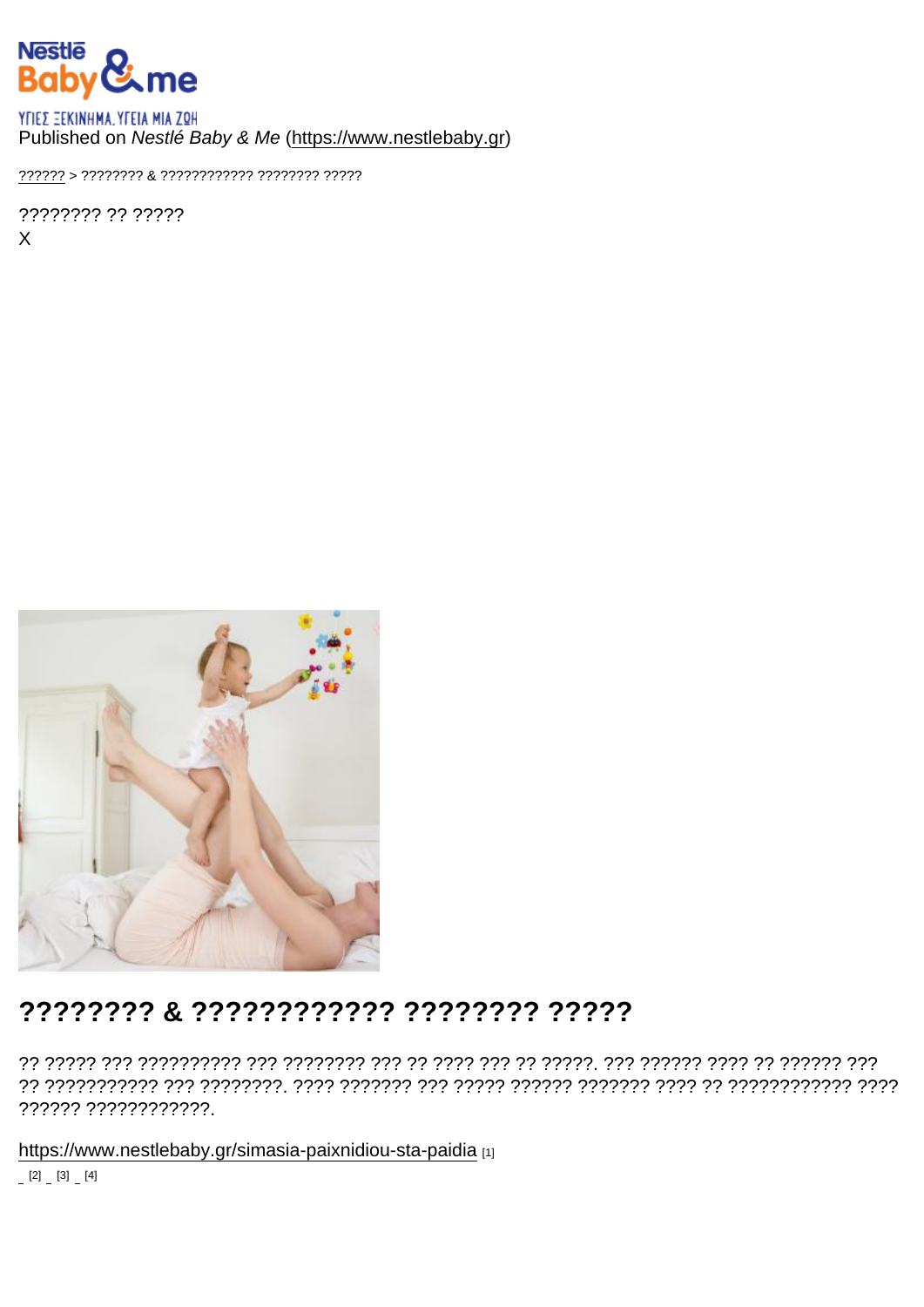Published on *Nestlé Baby & Me* (https://www.nestlebaby.gr)

?????? > ???????? & ???????????? ???????? ?????

???????? ?? ?????
X

# ???????? & ???????????? ???????? ?????

?? ????? ??? ?????????? ??? ???????? ??? ?? ???? ??? ?? ?????. ??? ?????? ???? ?? ?????? ??? ?? ??????????? ??? ????????. ???? ??????? ??? ????? ?????? ??????? ???? ?? ???????????? ???? ?????? ????????????.

https://www.nestlebaby.gr/simasia-paixnidiou-sta-paidia [1]

[2] [3] [4]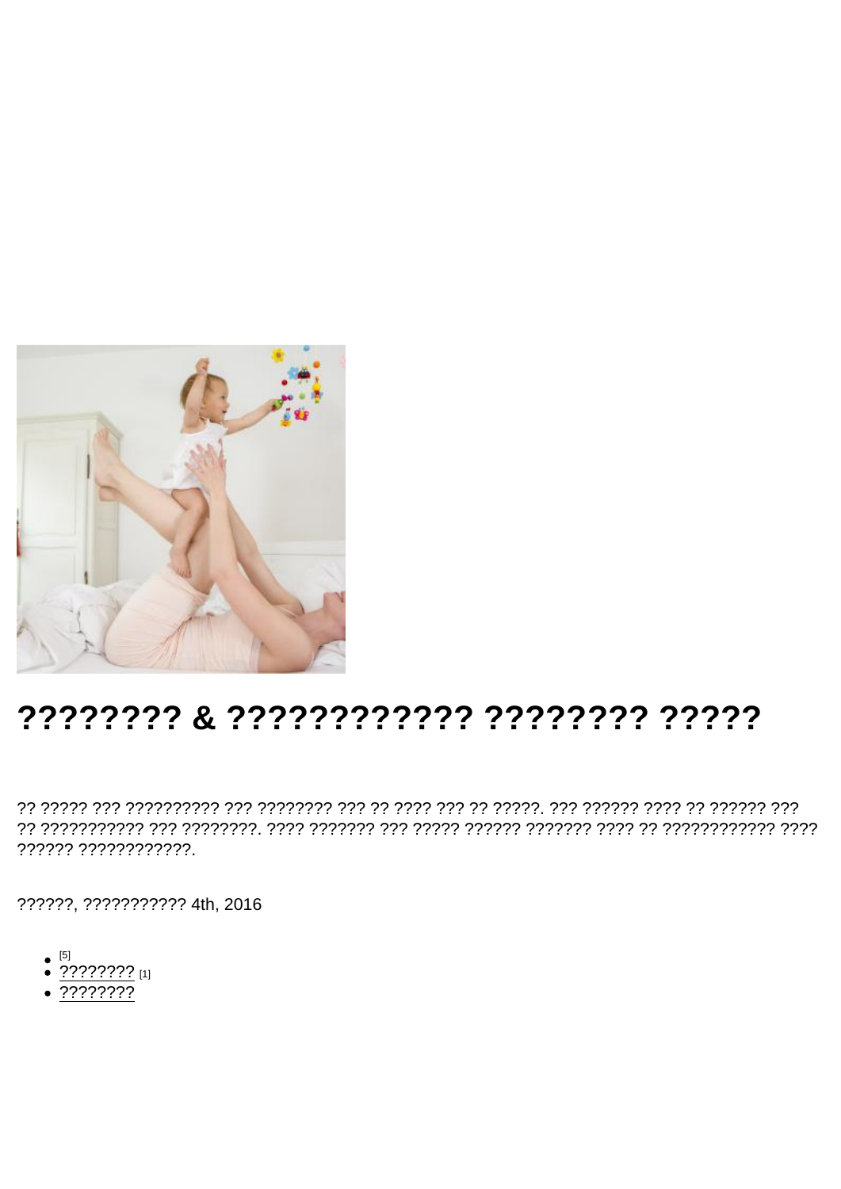# ???????? & ???????????? ???????? ?????

?? ????? ??? ?????????? ??? ???????? ??? ?? ???? ??? ?? ?????. ??? ?????? ???? ?? ?????? ??? ?? ??????????? ??? ????????. ???? ??????? ??? ????? ?????? ??????? ???? ?? ???????????? ???? ?????? ????????????.

??????, ??????????? 4th, 2016

- [5]
- ???????? [1]
- ????????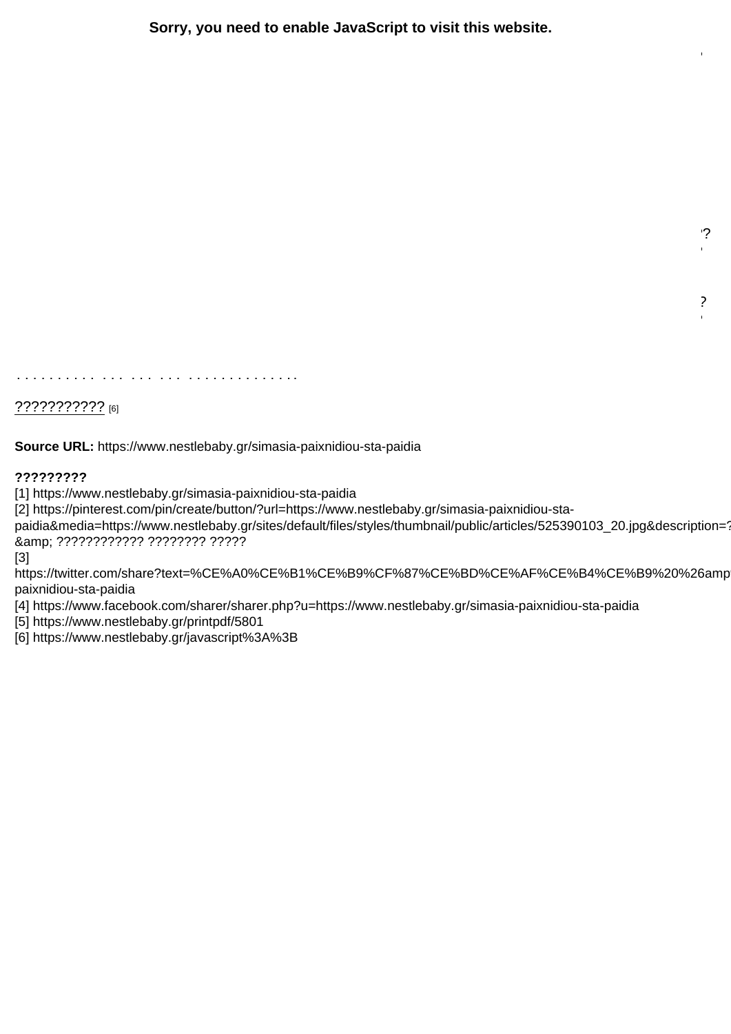**Sorry, you need to enable JavaScript to visit this website.**

. . . . . . . . . . . . . . . . . . . . . . . . . . . . . . . . . . .

??????????? [6]

**Source URL:** https://www.nestlebaby.gr/simasia-paixnidiou-sta-paidia

**?????????**

[1] https://www.nestlebaby.gr/simasia-paixnidiou-sta-paidia
[2] https://pinterest.com/pin/create/button/?url=https://www.nestlebaby.gr/simasia-paixnidiou-sta-paidia&media=https://www.nestlebaby.gr/sites/default/files/styles/thumbnail/public/articles/525390103_20.jpg&description=? &amp; ???????????? ???????? ?????
[3] https://twitter.com/share?text=%CE%A0%CE%B1%CE%B9%CF%87%CE%BD%CE%AF%CE%B4%CE%B9%20%26amp paixnidiou-sta-paidia
[4] https://www.facebook.com/sharer/sharer.php?u=https://www.nestlebaby.gr/simasia-paixnidiou-sta-paidia
[5] https://www.nestlebaby.gr/printpdf/5801
[6] https://www.nestlebaby.gr/javascript%3A%3B